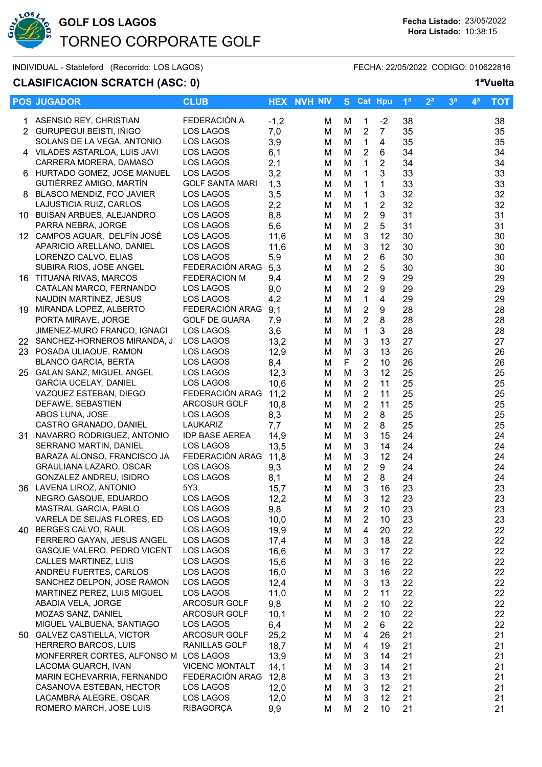# GOLF LOS LAGOS

## TORNEO CORPORATE GOLF

**Fecha Listado:** 23/05/2022
**Hora Listado:** 10:38:15

INDIVIDUAL - Stableford (Recorrido: LOS LAGOS) FECHA: 22/05/2022 CODIGO: 010622816

**CLASIFICACION SCRATCH (ASC: 0)** **1ªVuelta**

| POS | JUGADOR | CLUB | HEX | NVH | NIV | S | Cat | Hpu | 1ª | 2ª | 3ª | 4ª | TOT |
|---|---|---|---|---|---|---|---|---|---|---|---|---|---|
| 1 | ASENSIO REY, CHRISTIAN | FEDERACIÓN A | -1,2 | | M | M | 1 | -2 | 38 | | | | 38 |
| 2 | GURUPEGUI BEISTI, IÑIGO | LOS LAGOS | 7,0 | | M | M | 2 | 7 | 35 | | | | 35 |
| | SOLANS DE LA VEGA, ANTONIO | LOS LAGOS | 3,9 | | M | M | 1 | 4 | 35 | | | | 35 |
| 4 | VILADES ASTARLOA, LUIS JAVI | LOS LAGOS | 6,1 | | M | M | 2 | 6 | 34 | | | | 34 |
| | CARRERA MORERA, DAMASO | LOS LAGOS | 2,1 | | M | M | 1 | 2 | 34 | | | | 34 |
| 6 | HURTADO GOMEZ, JOSE MANUEL | LOS LAGOS | 3,2 | | M | M | 1 | 3 | 33 | | | | 33 |
| | GUTIÉRREZ AMIGO, MARTÍN | GOLF SANTA MARI | 1,3 | | M | M | 1 | 1 | 33 | | | | 33 |
| 8 | BLASCO MENDIZ, FCO JAVIER | LOS LAGOS | 3,5 | | M | M | 1 | 3 | 32 | | | | 32 |
| | LAJUSTICIA RUIZ, CARLOS | LOS LAGOS | 2,2 | | M | M | 1 | 2 | 32 | | | | 32 |
| 10 | BUISAN ARBUES, ALEJANDRO | LOS LAGOS | 8,8 | | M | M | 2 | 9 | 31 | | | | 31 |
| | PARRA NEBRA, JORGE | LOS LAGOS | 5,6 | | M | M | 2 | 5 | 31 | | | | 31 |
| 12 | CAMPOS AGUAR, DELFÍN JOSÉ | LOS LAGOS | 11,6 | | M | M | 3 | 12 | 30 | | | | 30 |
| | APARICIO ARELLANO, DANIEL | LOS LAGOS | 11,6 | | M | M | 3 | 12 | 30 | | | | 30 |
| | LORENZO CALVO, ELIAS | LOS LAGOS | 5,9 | | M | M | 2 | 6 | 30 | | | | 30 |
| | SUBIRA RIOS, JOSE ANGEL | FEDERACIÓN ARAG | 5,3 | | M | M | 2 | 5 | 30 | | | | 30 |
| 16 | TITUANA RIVAS, MARCOS | FEDERACION M | 9,4 | | M | M | 2 | 9 | 29 | | | | 29 |
| | CATALAN MARCO, FERNANDO | LOS LAGOS | 9,0 | | M | M | 2 | 9 | 29 | | | | 29 |
| | NAUDIN MARTINEZ, JESUS | LOS LAGOS | 4,2 | | M | M | 1 | 4 | 29 | | | | 29 |
| 19 | MIRANDA LOPEZ, ALBERTO | FEDERACIÓN ARAG | 9,1 | | M | M | 2 | 9 | 28 | | | | 28 |
| | PORTA MIRAVE, JORGE | GOLF DE GUARA | 7,9 | | M | M | 2 | 8 | 28 | | | | 28 |
| | JIMENEZ-MURO FRANCO, IGNACI | LOS LAGOS | 3,6 | | M | M | 1 | 3 | 28 | | | | 28 |
| 22 | SANCHEZ-HORNEROS MIRANDA, J | LOS LAGOS | 13,2 | | M | M | 3 | 13 | 27 | | | | 27 |
| 23 | POSADA ULIAQUE, RAMON | LOS LAGOS | 12,9 | | M | M | 3 | 13 | 26 | | | | 26 |
| | BLANCO GARCIA, BERTA | LOS LAGOS | 8,4 | | M | F | 2 | 10 | 26 | | | | 26 |
| 25 | GALAN SANZ, MIGUEL ANGEL | LOS LAGOS | 12,3 | | M | M | 3 | 12 | 25 | | | | 25 |
| | GARCIA UCELAY, DANIEL | LOS LAGOS | 10,6 | | M | M | 2 | 11 | 25 | | | | 25 |
| | VAZQUEZ ESTEBAN, DIEGO | FEDERACIÓN ARAG | 11,2 | | M | M | 2 | 11 | 25 | | | | 25 |
| | DEFAWE, SEBASTIEN | ARCOSUR GOLF | 10,8 | | M | M | 2 | 11 | 25 | | | | 25 |
| | ABOS LUNA, JOSE | LOS LAGOS | 8,3 | | M | M | 2 | 8 | 25 | | | | 25 |
| | CASTRO GRANADO, DANIEL | LAUKARIZ | 7,7 | | M | M | 2 | 8 | 25 | | | | 25 |
| 31 | NAVARRO RODRIGUEZ, ANTONIO | IDP BASE AEREA | 14,9 | | M | M | 3 | 15 | 24 | | | | 24 |
| | SERRANO MARTIN, DANIEL | LOS LAGOS | 13,5 | | M | M | 3 | 14 | 24 | | | | 24 |
| | BARAZA ALONSO, FRANCISCO JA | FEDERACIÓN ARAG | 11,8 | | M | M | 3 | 12 | 24 | | | | 24 |
| | GRAULIANA LAZARO, OSCAR | LOS LAGOS | 9,3 | | M | M | 2 | 9 | 24 | | | | 24 |
| | GONZALEZ ANDREU, ISIDRO | LOS LAGOS | 8,1 | | M | M | 2 | 8 | 24 | | | | 24 |
| 36 | LAVENA LIROZ, ANTONIO | 5Y3 | 15,7 | | M | M | 3 | 16 | 23 | | | | 23 |
| | NEGRO GASQUE, EDUARDO | LOS LAGOS | 12,2 | | M | M | 3 | 12 | 23 | | | | 23 |
| | MASTRAL GARCIA, PABLO | LOS LAGOS | 9,8 | | M | M | 2 | 10 | 23 | | | | 23 |
| | VARELA DE SEIJAS FLORES, ED | LOS LAGOS | 10,0 | | M | M | 2 | 10 | 23 | | | | 23 |
| 40 | BERGES CALVO, RAUL | LOS LAGOS | 19,9 | | M | M | 4 | 20 | 22 | | | | 22 |
| | FERRERO GAYAN, JESUS ANGEL | LOS LAGOS | 17,4 | | M | M | 3 | 18 | 22 | | | | 22 |
| | GASQUE VALERO, PEDRO VICENT | LOS LAGOS | 16,6 | | M | M | 3 | 17 | 22 | | | | 22 |
| | CALLES MARTINEZ, LUIS | LOS LAGOS | 15,6 | | M | M | 3 | 16 | 22 | | | | 22 |
| | ANDREU FUERTES, CARLOS | LOS LAGOS | 16,0 | | M | M | 3 | 16 | 22 | | | | 22 |
| | SANCHEZ DELPON, JOSE RAMON | LOS LAGOS | 12,4 | | M | M | 3 | 13 | 22 | | | | 22 |
| | MARTINEZ PEREZ, LUIS MIGUEL | LOS LAGOS | 11,0 | | M | M | 2 | 11 | 22 | | | | 22 |
| | ABADIA VELA, JORGE | ARCOSUR GOLF | 9,8 | | M | M | 2 | 10 | 22 | | | | 22 |
| | MOZAS SANZ, DANIEL | ARCOSUR GOLF | 10,1 | | M | M | 2 | 10 | 22 | | | | 22 |
| | MIGUEL VALBUENA, SANTIAGO | LOS LAGOS | 6,4 | | M | M | 2 | 6 | 22 | | | | 22 |
| 50 | GALVEZ CASTIELLA, VICTOR | ARCOSUR GOLF | 25,2 | | M | M | 4 | 26 | 21 | | | | 21 |
| | HERRERO BARCOS, LUIS | RANILLAS GOLF | 18,7 | | M | M | 4 | 19 | 21 | | | | 21 |
| | MONFERRER CORTES, ALFONSO M | LOS LAGOS | 13,9 | | M | M | 3 | 14 | 21 | | | | 21 |
| | LACOMA GUARCH, IVAN | VICENC MONTALT | 14,1 | | M | M | 3 | 14 | 21 | | | | 21 |
| | MARIN ECHEVARRIA, FERNANDO | FEDERACIÓN ARAG | 12,8 | | M | M | 3 | 13 | 21 | | | | 21 |
| | CASANOVA ESTEBAN, HECTOR | LOS LAGOS | 12,0 | | M | M | 3 | 12 | 21 | | | | 21 |
| | LACAMBRA ALEGRE, OSCAR | LOS LAGOS | 12,0 | | M | M | 3 | 12 | 21 | | | | 21 |
| | ROMERO MARCH, JOSE LUIS | RIBAGORÇA | 9,9 | | M | M | 2 | 10 | 21 | | | | 21 |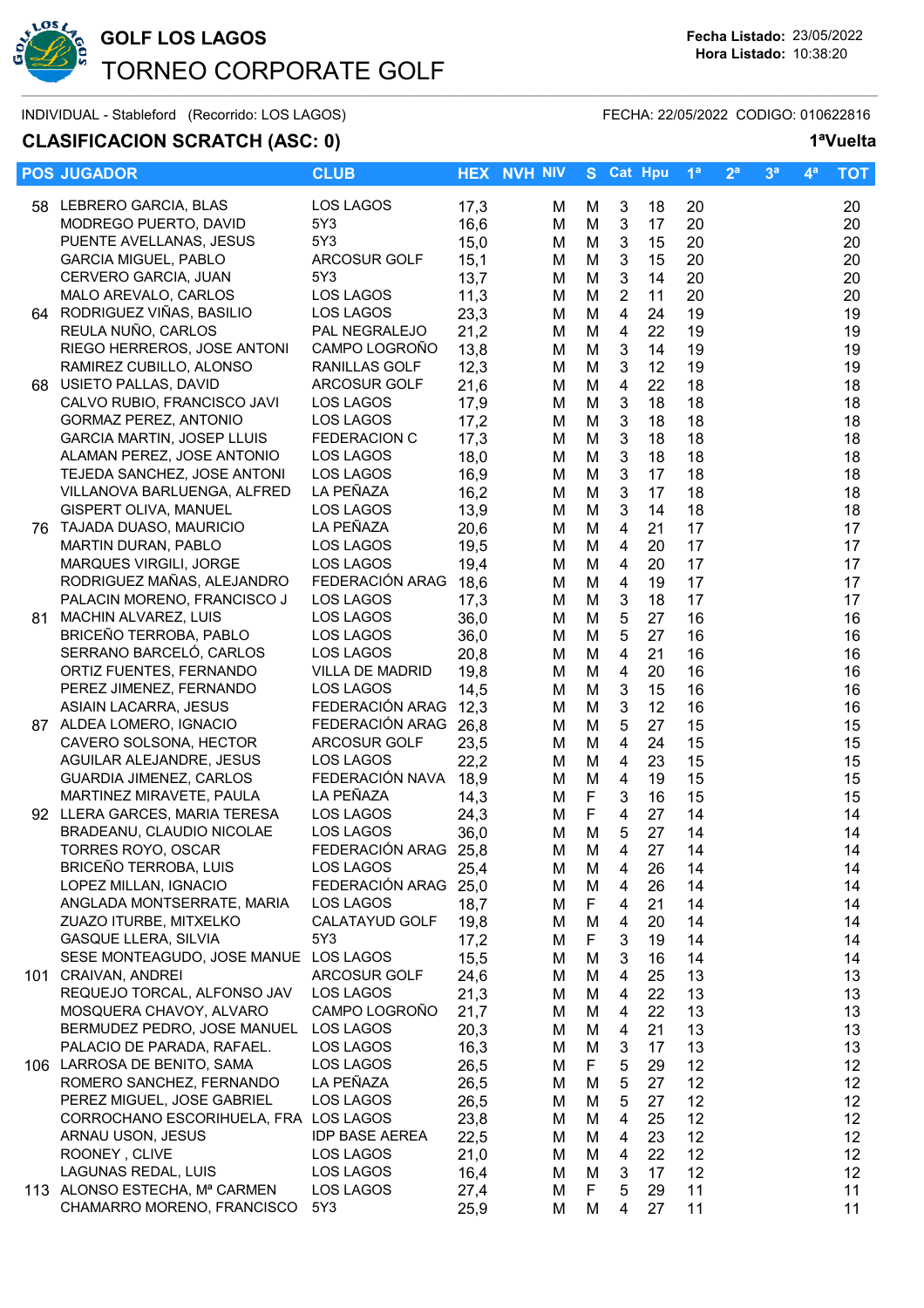# GOLF LOS LAGOS

TORNEO CORPORATE GOLF

**Fecha Listado:** 23/05/2022
**Hora Listado:** 10:38:20

INDIVIDUAL - Stableford (Recorrido: LOS LAGOS) FECHA: 22/05/2022 CODIGO: 010622816

## CLASIFICACION SCRATCH (ASC: 0)

**1ªVuelta**

| POS | JUGADOR | CLUB | HEX | NVH | NIV | S | Cat | Hpu | 1ª | 2ª | 3ª | 4ª | TOT |
|---|---|---|---|---|---|---|---|---|---|---|---|---|---|
| 58 | LEBRERO GARCIA, BLAS | LOS LAGOS | 17,3 | | M | M | 3 | 18 | 20 | | | | 20 |
| | MODREGO PUERTO, DAVID | 5Y3 | 16,6 | | M | M | 3 | 17 | 20 | | | | 20 |
| | PUENTE AVELLANAS, JESUS | 5Y3 | 15,0 | | M | M | 3 | 15 | 20 | | | | 20 |
| | GARCIA MIGUEL, PABLO | ARCOSUR GOLF | 15,1 | | M | M | 3 | 15 | 20 | | | | 20 |
| | CERVERO GARCIA, JUAN | 5Y3 | 13,7 | | M | M | 3 | 14 | 20 | | | | 20 |
| | MALO AREVALO, CARLOS | LOS LAGOS | 11,3 | | M | M | 2 | 11 | 20 | | | | 20 |
| 64 | RODRIGUEZ VIÑAS, BASILIO | LOS LAGOS | 23,3 | | M | M | 4 | 24 | 19 | | | | 19 |
| | REULA NUÑO, CARLOS | PAL NEGRALEJO | 21,2 | | M | M | 4 | 22 | 19 | | | | 19 |
| | RIEGO HERREROS, JOSE ANTONI | CAMPO LOGROÑO | 13,8 | | M | M | 3 | 14 | 19 | | | | 19 |
| | RAMIREZ CUBILLO, ALONSO | RANILLAS GOLF | 12,3 | | M | M | 3 | 12 | 19 | | | | 19 |
| 68 | USIETO PALLAS, DAVID | ARCOSUR GOLF | 21,6 | | M | M | 4 | 22 | 18 | | | | 18 |
| | CALVO RUBIO, FRANCISCO JAVI | LOS LAGOS | 17,9 | | M | M | 3 | 18 | 18 | | | | 18 |
| | GORMAZ PEREZ, ANTONIO | LOS LAGOS | 17,2 | | M | M | 3 | 18 | 18 | | | | 18 |
| | GARCIA MARTIN, JOSEP LLUIS | FEDERACION C | 17,3 | | M | M | 3 | 18 | 18 | | | | 18 |
| | ALAMAN PEREZ, JOSE ANTONIO | LOS LAGOS | 18,0 | | M | M | 3 | 18 | 18 | | | | 18 |
| | TEJEDA SANCHEZ, JOSE ANTONI | LOS LAGOS | 16,9 | | M | M | 3 | 17 | 18 | | | | 18 |
| | VILLANOVA BARLUENGA, ALFRED | LA PEÑAZA | 16,2 | | M | M | 3 | 17 | 18 | | | | 18 |
| | GISPERT OLIVA, MANUEL | LOS LAGOS | 13,9 | | M | M | 3 | 14 | 18 | | | | 18 |
| 76 | TAJADA DUASO, MAURICIO | LA PEÑAZA | 20,6 | | M | M | 4 | 21 | 17 | | | | 17 |
| | MARTIN DURAN, PABLO | LOS LAGOS | 19,5 | | M | M | 4 | 20 | 17 | | | | 17 |
| | MARQUES VIRGILI, JORGE | LOS LAGOS | 19,4 | | M | M | 4 | 20 | 17 | | | | 17 |
| | RODRIGUEZ MAÑAS, ALEJANDRO | FEDERACIÓN ARAG | 18,6 | | M | M | 4 | 19 | 17 | | | | 17 |
| | PALACIN MORENO, FRANCISCO J | LOS LAGOS | 17,3 | | M | M | 3 | 18 | 17 | | | | 17 |
| 81 | MACHIN ALVAREZ, LUIS | LOS LAGOS | 36,0 | | M | M | 5 | 27 | 16 | | | | 16 |
| | BRICEÑO TERROBA, PABLO | LOS LAGOS | 36,0 | | M | M | 5 | 27 | 16 | | | | 16 |
| | SERRANO BARCELÓ, CARLOS | LOS LAGOS | 20,8 | | M | M | 4 | 21 | 16 | | | | 16 |
| | ORTIZ FUENTES, FERNANDO | VILLA DE MADRID | 19,8 | | M | M | 4 | 20 | 16 | | | | 16 |
| | PEREZ JIMENEZ, FERNANDO | LOS LAGOS | 14,5 | | M | M | 3 | 15 | 16 | | | | 16 |
| | ASIAIN LACARRA, JESUS | FEDERACIÓN ARAG | 12,3 | | M | M | 3 | 12 | 16 | | | | 16 |
| 87 | ALDEA LOMERO, IGNACIO | FEDERACIÓN ARAG | 26,8 | | M | M | 5 | 27 | 15 | | | | 15 |
| | CAVERO SOLSONA, HECTOR | ARCOSUR GOLF | 23,5 | | M | M | 4 | 24 | 15 | | | | 15 |
| | AGUILAR ALEJANDRE, JESUS | LOS LAGOS | 22,2 | | M | M | 4 | 23 | 15 | | | | 15 |
| | GUARDIA JIMENEZ, CARLOS | FEDERACIÓN NAVA | 18,9 | | M | M | 4 | 19 | 15 | | | | 15 |
| | MARTINEZ MIRAVETE, PAULA | LA PEÑAZA | 14,3 | | M | F | 3 | 16 | 15 | | | | 15 |
| 92 | LLERA GARCES, MARIA TERESA | LOS LAGOS | 24,3 | | M | F | 4 | 27 | 14 | | | | 14 |
| | BRADEANU, CLAUDIO NICOLAE | LOS LAGOS | 36,0 | | M | M | 5 | 27 | 14 | | | | 14 |
| | TORRES ROYO, OSCAR | FEDERACIÓN ARAG | 25,8 | | M | M | 4 | 27 | 14 | | | | 14 |
| | BRICEÑO TERROBA, LUIS | LOS LAGOS | 25,4 | | M | M | 4 | 26 | 14 | | | | 14 |
| | LOPEZ MILLAN, IGNACIO | FEDERACIÓN ARAG | 25,0 | | M | M | 4 | 26 | 14 | | | | 14 |
| | ANGLADA MONTSERRATE, MARIA | LOS LAGOS | 18,7 | | M | F | 4 | 21 | 14 | | | | 14 |
| | ZUAZO ITURBE, MITXELKO | CALATAYUD GOLF | 19,8 | | M | M | 4 | 20 | 14 | | | | 14 |
| | GASQUE LLERA, SILVIA | 5Y3 | 17,2 | | M | F | 3 | 19 | 14 | | | | 14 |
| | SESE MONTEAGUDO, JOSE MANUE | LOS LAGOS | 15,5 | | M | M | 3 | 16 | 14 | | | | 14 |
| 101 | CRAIVAN, ANDREI | ARCOSUR GOLF | 24,6 | | M | M | 4 | 25 | 13 | | | | 13 |
| | REQUEJO TORCAL, ALFONSO JAV | LOS LAGOS | 21,3 | | M | M | 4 | 22 | 13 | | | | 13 |
| | MOSQUERA CHAVOY, ALVARO | CAMPO LOGROÑO | 21,7 | | M | M | 4 | 22 | 13 | | | | 13 |
| | BERMUDEZ PEDRO, JOSE MANUEL | LOS LAGOS | 20,3 | | M | M | 4 | 21 | 13 | | | | 13 |
| | PALACIO DE PARADA, RAFAEL. | LOS LAGOS | 16,3 | | M | M | 3 | 17 | 13 | | | | 13 |
| 106 | LARROSA DE BENITO, SAMA | LOS LAGOS | 26,5 | | M | F | 5 | 29 | 12 | | | | 12 |
| | ROMERO SANCHEZ, FERNANDO | LA PEÑAZA | 26,5 | | M | M | 5 | 27 | 12 | | | | 12 |
| | PEREZ MIGUEL, JOSE GABRIEL | LOS LAGOS | 26,5 | | M | M | 5 | 27 | 12 | | | | 12 |
| | CORROCHANO ESCORIHUELA, FRA | LOS LAGOS | 23,8 | | M | M | 4 | 25 | 12 | | | | 12 |
| | ARNAU USON, JESUS | IDP BASE AEREA | 22,5 | | M | M | 4 | 23 | 12 | | | | 12 |
| | ROONEY , CLIVE | LOS LAGOS | 21,0 | | M | M | 4 | 22 | 12 | | | | 12 |
| | LAGUNAS REDAL, LUIS | LOS LAGOS | 16,4 | | M | M | 3 | 17 | 12 | | | | 12 |
| 113 | ALONSO ESTECHA, Mª CARMEN | LOS LAGOS | 27,4 | | M | F | 5 | 29 | 11 | | | | 11 |
| | CHAMARRO MORENO, FRANCISCO | 5Y3 | 25,9 | | M | M | 4 | 27 | 11 | | | | 11 |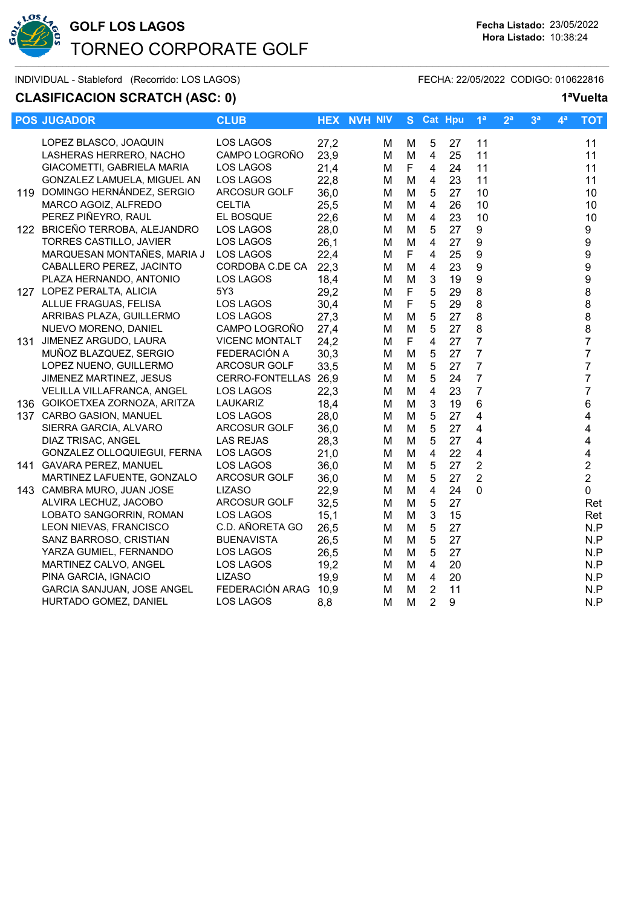# GOLF LOS LAGOS

## TORNEO CORPORATE GOLF

**Fecha Listado:** 23/05/2022
**Hora Listado:** 10:38:24

INDIVIDUAL - Stableford (Recorrido: LOS LAGOS) FECHA: 22/05/2022 CODIGO: 010622816

## CLASIFICACION SCRATCH (ASC: 0)

**1ªVuelta**

| POS | JUGADOR | CLUB | HEX | NVH | NIV | S | Cat | Hpu | 1ª | 2ª | 3ª | 4ª | TOT |
|---|---|---|---|---|---|---|---|---|---|---|---|---|---|
| | LOPEZ BLASCO, JOAQUIN | LOS LAGOS | 27,2 | | M | M | 5 | 27 | 11 | | | | 11 |
| | LASHERAS HERRERO, NACHO | CAMPO LOGROÑO | 23,9 | | M | M | 4 | 25 | 11 | | | | 11 |
| | GIACOMETTI, GABRIELA MARIA | LOS LAGOS | 21,4 | | M | F | 4 | 24 | 11 | | | | 11 |
| | GONZALEZ LAMUELA, MIGUEL AN | LOS LAGOS | 22,8 | | M | M | 4 | 23 | 11 | | | | 11 |
| 119 | DOMINGO HERNÁNDEZ, SERGIO | ARCOSUR GOLF | 36,0 | | M | M | 5 | 27 | 10 | | | | 10 |
| | MARCO AGOIZ, ALFREDO | CELTIA | 25,5 | | M | M | 4 | 26 | 10 | | | | 10 |
| | PEREZ PIÑEYRO, RAUL | EL BOSQUE | 22,6 | | M | M | 4 | 23 | 10 | | | | 10 |
| 122 | BRICEÑO TERROBA, ALEJANDRO | LOS LAGOS | 28,0 | | M | M | 5 | 27 | 9 | | | | 9 |
| | TORRES CASTILLO, JAVIER | LOS LAGOS | 26,1 | | M | M | 4 | 27 | 9 | | | | 9 |
| | MARQUESAN MONTAÑES, MARIA J | LOS LAGOS | 22,4 | | M | F | 4 | 25 | 9 | | | | 9 |
| | CABALLERO PEREZ, JACINTO | CORDOBA C.DE CA | 22,3 | | M | M | 4 | 23 | 9 | | | | 9 |
| | PLAZA HERNANDO, ANTONIO | LOS LAGOS | 18,4 | | M | M | 3 | 19 | 9 | | | | 9 |
| 127 | LOPEZ PERALTA, ALICIA | 5Y3 | 29,2 | | M | F | 5 | 29 | 8 | | | | 8 |
| | ALLUE FRAGUAS, FELISA | LOS LAGOS | 30,4 | | M | F | 5 | 29 | 8 | | | | 8 |
| | ARRIBAS PLAZA, GUILLERMO | LOS LAGOS | 27,3 | | M | M | 5 | 27 | 8 | | | | 8 |
| | NUEVO MORENO, DANIEL | CAMPO LOGROÑO | 27,4 | | M | M | 5 | 27 | 8 | | | | 8 |
| 131 | JIMENEZ ARGUDO, LAURA | VICENC MONTALT | 24,2 | | M | F | 4 | 27 | 7 | | | | 7 |
| | MUÑOZ BLAZQUEZ, SERGIO | FEDERACIÓN A | 30,3 | | M | M | 5 | 27 | 7 | | | | 7 |
| | LOPEZ NUENO, GUILLERMO | ARCOSUR GOLF | 33,5 | | M | M | 5 | 27 | 7 | | | | 7 |
| | JIMENEZ MARTINEZ, JESUS | CERRO-FONTELLAS | 26,9 | | M | M | 5 | 24 | 7 | | | | 7 |
| | VELILLA VILLAFRANCA, ANGEL | LOS LAGOS | 22,3 | | M | M | 4 | 23 | 7 | | | | 7 |
| 136 | GOIKOETXEA ZORNOZA, ARITZA | LAUKARIZ | 18,4 | | M | M | 3 | 19 | 6 | | | | 6 |
| 137 | CARBO GASION, MANUEL | LOS LAGOS | 28,0 | | M | M | 5 | 27 | 4 | | | | 4 |
| | SIERRA GARCIA, ALVARO | ARCOSUR GOLF | 36,0 | | M | M | 5 | 27 | 4 | | | | 4 |
| | DIAZ TRISAC, ANGEL | LAS REJAS | 28,3 | | M | M | 5 | 27 | 4 | | | | 4 |
| | GONZALEZ OLLOQUIEGUI, FERNA | LOS LAGOS | 21,0 | | M | M | 4 | 22 | 4 | | | | 4 |
| 141 | GAVARA PEREZ, MANUEL | LOS LAGOS | 36,0 | | M | M | 5 | 27 | 2 | | | | 2 |
| | MARTINEZ LAFUENTE, GONZALO | ARCOSUR GOLF | 36,0 | | M | M | 5 | 27 | 2 | | | | 2 |
| 143 | CAMBRA MURO, JUAN JOSE | LIZASO | 22,9 | | M | M | 4 | 24 | 0 | | | | 0 |
| | ALVIRA LECHUZ, JACOBO | ARCOSUR GOLF | 32,5 | | M | M | 5 | 27 | | | | | Ret |
| | LOBATO SANGORRIN, ROMAN | LOS LAGOS | 15,1 | | M | M | 3 | 15 | | | | | Ret |
| | LEON NIEVAS, FRANCISCO | C.D. AÑORETA GO | 26,5 | | M | M | 5 | 27 | | | | | N.P |
| | SANZ BARROSO, CRISTIAN | BUENAVISTA | 26,5 | | M | M | 5 | 27 | | | | | N.P |
| | YARZA GUMIEL, FERNANDO | LOS LAGOS | 26,5 | | M | M | 5 | 27 | | | | | N.P |
| | MARTINEZ CALVO, ANGEL | LOS LAGOS | 19,2 | | M | M | 4 | 20 | | | | | N.P |
| | PINA GARCIA, IGNACIO | LIZASO | 19,9 | | M | M | 4 | 20 | | | | | N.P |
| | GARCIA SANJUAN, JOSE ANGEL | FEDERACIÓN ARAG | 10,9 | | M | M | 2 | 11 | | | | | N.P |
| | HURTADO GOMEZ, DANIEL | LOS LAGOS | 8,8 | | M | M | 2 | 9 | | | | | N.P |